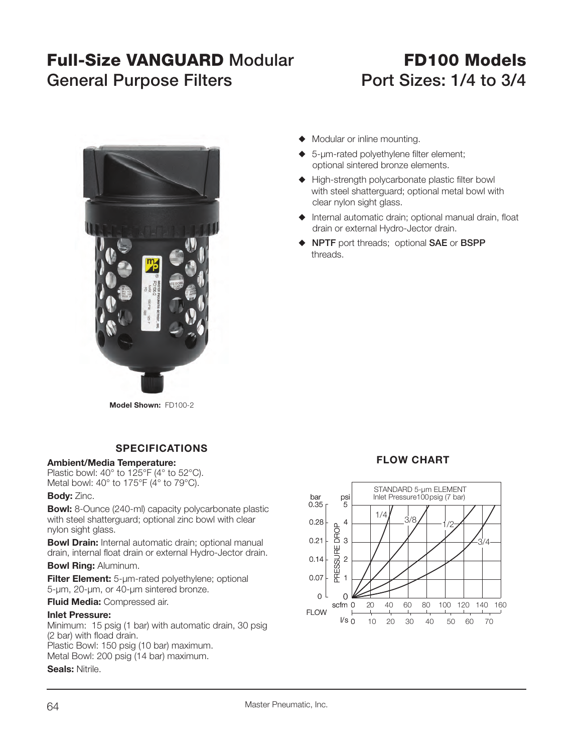# Full-Size VANGUARD Modular General Purpose Filters

# FD100 Models Port Sizes: 1/4 to 3/4

- Modular or inline mounting.
- 5-µm-rated polyethylene filter element; optional sintered bronze elements.
- High-strength polycarbonate plastic filter bowl with steel shatterguard; optional metal bowl with clear nylon sight glass.
- Internal automatic drain; optional manual drain, float drain or external Hydro-Jector drain.
- **NPTF** port threads; optional **SAE** or **BSPP** threads.

**Model Shown:** FD100-2

## SPECIFICATIONS

**Ambient/Media Temperature:**
Plastic bowl: 40° to 125°F (4° to 52°C).
Metal bowl: 40° to 175°F (4° to 79°C).

**Body:** Zinc.

**Bowl:** 8-Ounce (240-ml) capacity polycarbonate plastic with steel shatterguard; optional zinc bowl with clear nylon sight glass.

**Bowl Drain:** Internal automatic drain; optional manual drain, internal float drain or external Hydro-Jector drain.

**Bowl Ring:** Aluminum.

**Filter Element:** 5-µm-rated polyethylene; optional 5-µm, 20-µm, or 40-µm sintered bronze.

**Fluid Media:** Compressed air.

**Inlet Pressure:**
Minimum: 15 psig (1 bar) with automatic drain, 30 psig (2 bar) with flaod drain.
Plastic Bowl: 150 psig (10 bar) maximum.
Metal Bowl: 200 psig (14 bar) maximum.

**Seals:** Nitrile.

## FLOW CHART

STANDARD 5-µm ELEMENT
Inlet Pressure 100 psig (7 bar)

PRESSURE DROP: bar 0, 0.07, 0.14, 0.21, 0.28, 0.35; psi 0, 1, 2, 3, 4, 5

FLOW: scfm 0, 20, 40, 60, 80, 100, 120, 140, 160; l/s 0, 10, 20, 30, 40, 50, 60, 70

Curves: 1/4, 3/8, 1/2, 3/4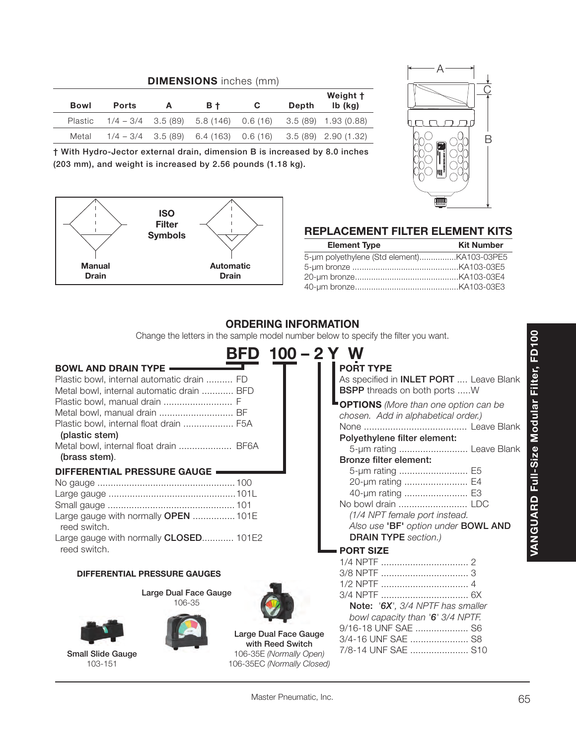## DIMENSIONS inches (mm)

| Bowl | Ports | A | B † | C | Depth | Weight † lb (kg) |
|---|---|---|---|---|---|---|
| Plastic | 1/4 – 3/4 | 3.5 (89) | 5.8 (146) | 0.6 (16) | 3.5 (89) | 1.93 (0.88) |
| Metal | 1/4 – 3/4 | 3.5 (89) | 6.4 (163) | 0.6 (16) | 3.5 (89) | 2.90 (1.32) |

**† With Hydro-Jector external drain, dimension B is increased by 8.0 inches (203 mm), and weight is increased by 2.56 pounds (1.18 kg).**

A

C

B

**ISO Filter Symbols**

**Manual Drain**

**Automatic Drain**

## REPLACEMENT FILTER ELEMENT KITS

| Element Type | Kit Number |
|---|---|
| 5-µm polyethylene (Std element) | KA103-03PE5 |
| 5-µm bronze | KA103-03E5 |
| 20-µm bronze | KA103-03E4 |
| 40-µm bronze | KA103-03E3 |

## ORDERING INFORMATION

Change the letters in the sample model number below to specify the filter you want.

**BFD 100 – 2 Y W**

**BOWL AND DRAIN TYPE**

- Plastic bowl, internal automatic drain .......... FD
- Metal bowl, internal automatic drain ............ BFD
- Plastic bowl, manual drain .......................... F
- Metal bowl, manual drain ............................ BF
- Plastic bowl, internal float drain ................... F5A **(plastic stem)**
- Metal bowl, internal float drain .................... BF6A **(brass stem)**.

**DIFFERENTIAL PRESSURE GAUGE**

- No gauge .................................................... 100
- Large gauge ................................................ 101L
- Small gauge ................................................ 101
- Large gauge with normally **OPEN** ................ 101E reed switch.
- Large gauge with normally **CLOSED**............ 101E2 reed switch.

**PORT TYPE**

- As specified in **INLET PORT** .... Leave Blank
- **BSPP** threads on both ports .....W

**OPTIONS** *(More than one option can be chosen. Add in alphabetical order.)*

- None ....................................... Leave Blank
- **Polyethylene filter element:**
  - 5-µm rating .......................... Leave Blank
- **Bronze filter element:**
  - 5-µm rating .......................... E5
  - 20-µm rating ........................ E4
  - 40-µm rating ........................ E3
- No bowl drain .......................... LDC
  *(1/4 NPT female port instead. Also use* **'BF'** *option under* **BOWL AND DRAIN TYPE** *section.)*

**PORT SIZE**

- 1/4 NPTF ................................. 2
- 3/8 NPTF ................................. 3
- 1/2 NPTF ................................. 4
- 3/4 NPTF ................................. 6X
  **Note:** *'**6X**', 3/4 NPTF has smaller bowl capacity than '**6**' 3/4 NPTF.*
- 9/16-18 UNF SAE .................... S6
- 3/4-16 UNF SAE ...................... S8
- 7/8-14 UNF SAE ...................... S10

**DIFFERENTIAL PRESSURE GAUGES**

**Small Slide Gauge**
103-151

**Large Dual Face Gauge**
106-35

**Large Dual Face Gauge with Reed Switch**
106-35E *(Normally Open)*
106-35EC *(Normally Closed)*